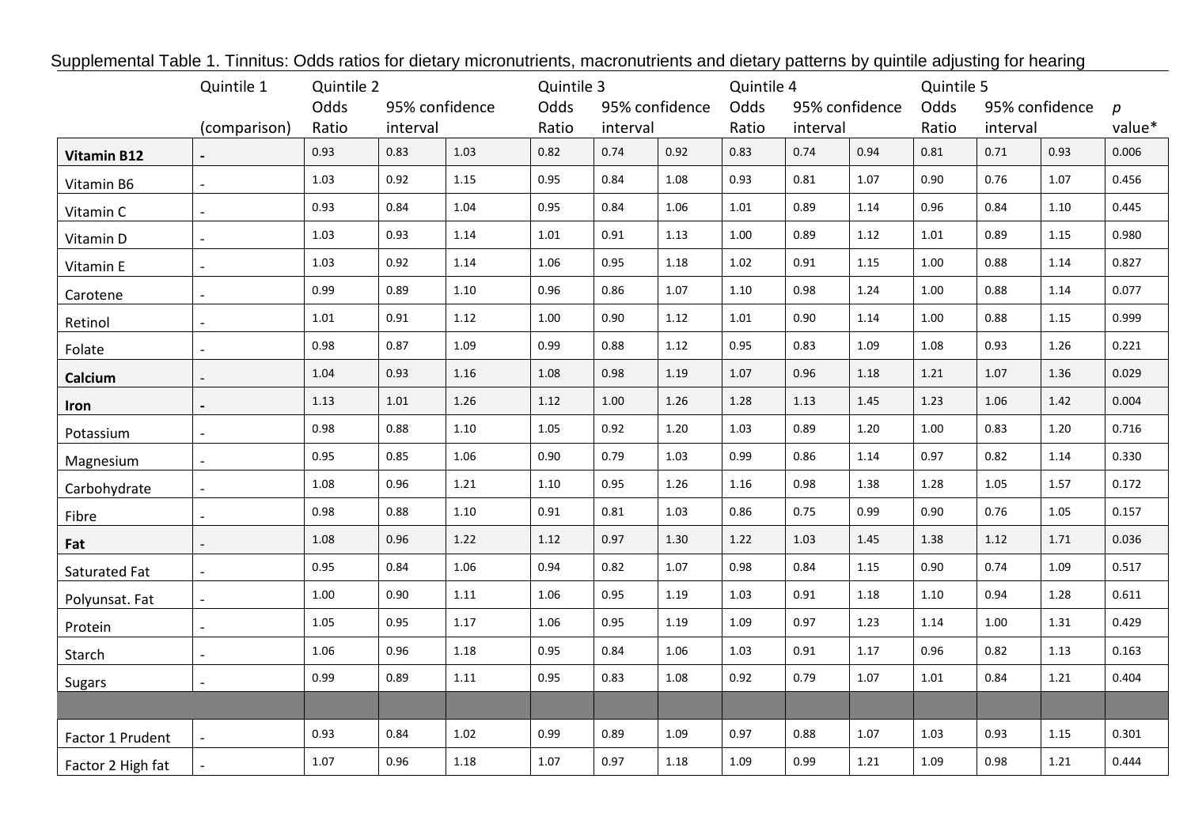Supplemental Table 1. Tinnitus: Odds ratios for dietary micronutrients, macronutrients and dietary patterns by quintile adjusting for hearing

| | Quintile 1 | Quintile 2 | | | Quintile 3 | | | Quintile 4 | | | Quintile 5 | | | |
|---|---|---|---|---|---|---|---|---|---|---|---|---|---|---|
| | (comparison) | Odds Ratio | 95% confidence interval | | Odds Ratio | 95% confidence interval | | Odds Ratio | 95% confidence interval | | Odds Ratio | 95% confidence interval | | *p* value* |
| **Vitamin B12** | **-** | 0.93 | 0.83 | 1.03 | 0.82 | 0.74 | 0.92 | 0.83 | 0.74 | 0.94 | 0.81 | 0.71 | 0.93 | 0.006 |
| Vitamin B6 | - | 1.03 | 0.92 | 1.15 | 0.95 | 0.84 | 1.08 | 0.93 | 0.81 | 1.07 | 0.90 | 0.76 | 1.07 | 0.456 |
| Vitamin C | - | 0.93 | 0.84 | 1.04 | 0.95 | 0.84 | 1.06 | 1.01 | 0.89 | 1.14 | 0.96 | 0.84 | 1.10 | 0.445 |
| Vitamin D | - | 1.03 | 0.93 | 1.14 | 1.01 | 0.91 | 1.13 | 1.00 | 0.89 | 1.12 | 1.01 | 0.89 | 1.15 | 0.980 |
| Vitamin E | - | 1.03 | 0.92 | 1.14 | 1.06 | 0.95 | 1.18 | 1.02 | 0.91 | 1.15 | 1.00 | 0.88 | 1.14 | 0.827 |
| Carotene | - | 0.99 | 0.89 | 1.10 | 0.96 | 0.86 | 1.07 | 1.10 | 0.98 | 1.24 | 1.00 | 0.88 | 1.14 | 0.077 |
| Retinol | - | 1.01 | 0.91 | 1.12 | 1.00 | 0.90 | 1.12 | 1.01 | 0.90 | 1.14 | 1.00 | 0.88 | 1.15 | 0.999 |
| Folate | - | 0.98 | 0.87 | 1.09 | 0.99 | 0.88 | 1.12 | 0.95 | 0.83 | 1.09 | 1.08 | 0.93 | 1.26 | 0.221 |
| **Calcium** | - | 1.04 | 0.93 | 1.16 | 1.08 | 0.98 | 1.19 | 1.07 | 0.96 | 1.18 | 1.21 | 1.07 | 1.36 | 0.029 |
| **Iron** | **-** | 1.13 | 1.01 | 1.26 | 1.12 | 1.00 | 1.26 | 1.28 | 1.13 | 1.45 | 1.23 | 1.06 | 1.42 | 0.004 |
| Potassium | - | 0.98 | 0.88 | 1.10 | 1.05 | 0.92 | 1.20 | 1.03 | 0.89 | 1.20 | 1.00 | 0.83 | 1.20 | 0.716 |
| Magnesium | - | 0.95 | 0.85 | 1.06 | 0.90 | 0.79 | 1.03 | 0.99 | 0.86 | 1.14 | 0.97 | 0.82 | 1.14 | 0.330 |
| Carbohydrate | - | 1.08 | 0.96 | 1.21 | 1.10 | 0.95 | 1.26 | 1.16 | 0.98 | 1.38 | 1.28 | 1.05 | 1.57 | 0.172 |
| Fibre | - | 0.98 | 0.88 | 1.10 | 0.91 | 0.81 | 1.03 | 0.86 | 0.75 | 0.99 | 0.90 | 0.76 | 1.05 | 0.157 |
| **Fat** | - | 1.08 | 0.96 | 1.22 | 1.12 | 0.97 | 1.30 | 1.22 | 1.03 | 1.45 | 1.38 | 1.12 | 1.71 | 0.036 |
| Saturated Fat | - | 0.95 | 0.84 | 1.06 | 0.94 | 0.82 | 1.07 | 0.98 | 0.84 | 1.15 | 0.90 | 0.74 | 1.09 | 0.517 |
| Polyunsat. Fat | - | 1.00 | 0.90 | 1.11 | 1.06 | 0.95 | 1.19 | 1.03 | 0.91 | 1.18 | 1.10 | 0.94 | 1.28 | 0.611 |
| Protein | - | 1.05 | 0.95 | 1.17 | 1.06 | 0.95 | 1.19 | 1.09 | 0.97 | 1.23 | 1.14 | 1.00 | 1.31 | 0.429 |
| Starch | - | 1.06 | 0.96 | 1.18 | 0.95 | 0.84 | 1.06 | 1.03 | 0.91 | 1.17 | 0.96 | 0.82 | 1.13 | 0.163 |
| Sugars | - | 0.99 | 0.89 | 1.11 | 0.95 | 0.83 | 1.08 | 0.92 | 0.79 | 1.07 | 1.01 | 0.84 | 1.21 | 0.404 |
| | | | | | | | | | | | | | | |
| Factor 1 Prudent | - | 0.93 | 0.84 | 1.02 | 0.99 | 0.89 | 1.09 | 0.97 | 0.88 | 1.07 | 1.03 | 0.93 | 1.15 | 0.301 |
| Factor 2 High fat | - | 1.07 | 0.96 | 1.18 | 1.07 | 0.97 | 1.18 | 1.09 | 0.99 | 1.21 | 1.09 | 0.98 | 1.21 | 0.444 |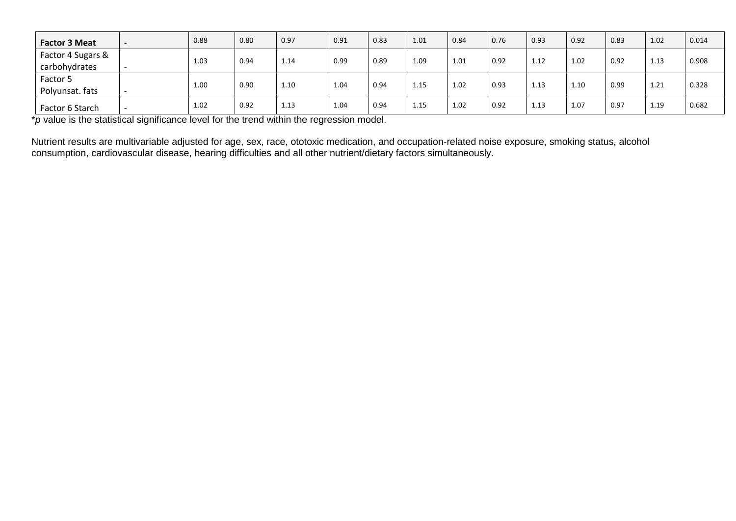| | | | | | | | | | | | | | | |
|---|---|---|---|---|---|---|---|---|---|---|---|---|---|---|
| **Factor 3 Meat** | - | 0.88 | 0.80 | 0.97 | 0.91 | 0.83 | 1.01 | 0.84 | 0.76 | 0.93 | 0.92 | 0.83 | 1.02 | 0.014 |
| Factor 4 Sugars & carbohydrates | - | 1.03 | 0.94 | 1.14 | 0.99 | 0.89 | 1.09 | 1.01 | 0.92 | 1.12 | 1.02 | 0.92 | 1.13 | 0.908 |
| Factor 5 Polyunsat. fats | - | 1.00 | 0.90 | 1.10 | 1.04 | 0.94 | 1.15 | 1.02 | 0.93 | 1.13 | 1.10 | 0.99 | 1.21 | 0.328 |
| Factor 6 Starch | - | 1.02 | 0.92 | 1.13 | 1.04 | 0.94 | 1.15 | 1.02 | 0.92 | 1.13 | 1.07 | 0.97 | 1.19 | 0.682 |

**p* value is the statistical significance level for the trend within the regression model.

Nutrient results are multivariable adjusted for age, sex, race, ototoxic medication, and occupation-related noise exposure, smoking status, alcohol consumption, cardiovascular disease, hearing difficulties and all other nutrient/dietary factors simultaneously.